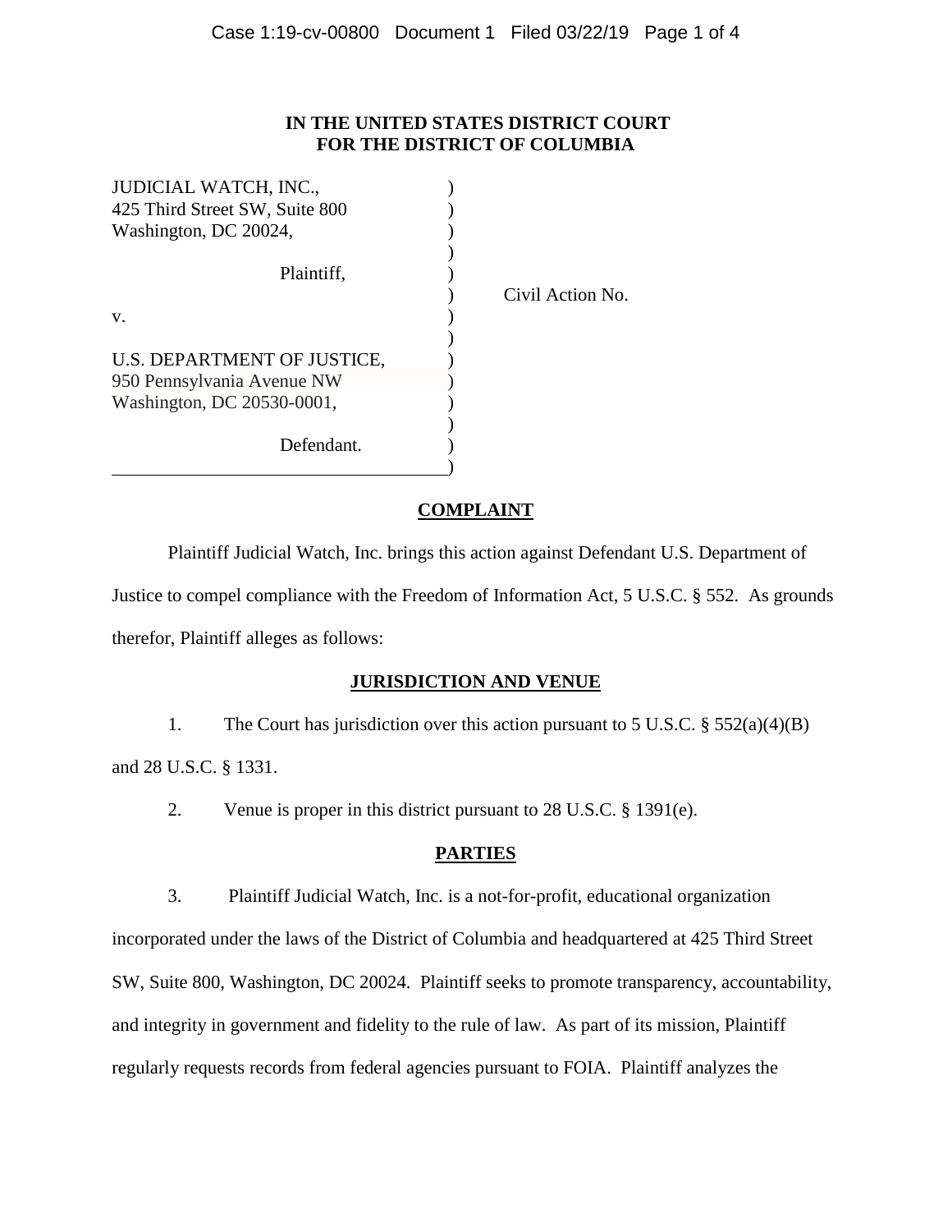**IN THE UNITED STATES DISTRICT COURT**
**FOR THE DISTRICT OF COLUMBIA**

| | | |
|---|---|---|
| JUDICIAL WATCH, INC.,<br>425 Third Street SW, Suite 800<br>Washington, DC 20024,<br><br>Plaintiff,<br><br>v.<br><br>U.S. DEPARTMENT OF JUSTICE,<br>950 Pennsylvania Avenue NW<br>Washington, DC 20530-0001,<br><br>Defendant. | ) | Civil Action No. |

## COMPLAINT

Plaintiff Judicial Watch, Inc. brings this action against Defendant U.S. Department of Justice to compel compliance with the Freedom of Information Act, 5 U.S.C. § 552. As grounds therefor, Plaintiff alleges as follows:

## JURISDICTION AND VENUE

1. The Court has jurisdiction over this action pursuant to 5 U.S.C. § 552(a)(4)(B) and 28 U.S.C. § 1331.

2. Venue is proper in this district pursuant to 28 U.S.C. § 1391(e).

## PARTIES

3. Plaintiff Judicial Watch, Inc. is a not-for-profit, educational organization incorporated under the laws of the District of Columbia and headquartered at 425 Third Street SW, Suite 800, Washington, DC 20024. Plaintiff seeks to promote transparency, accountability, and integrity in government and fidelity to the rule of law. As part of its mission, Plaintiff regularly requests records from federal agencies pursuant to FOIA. Plaintiff analyzes the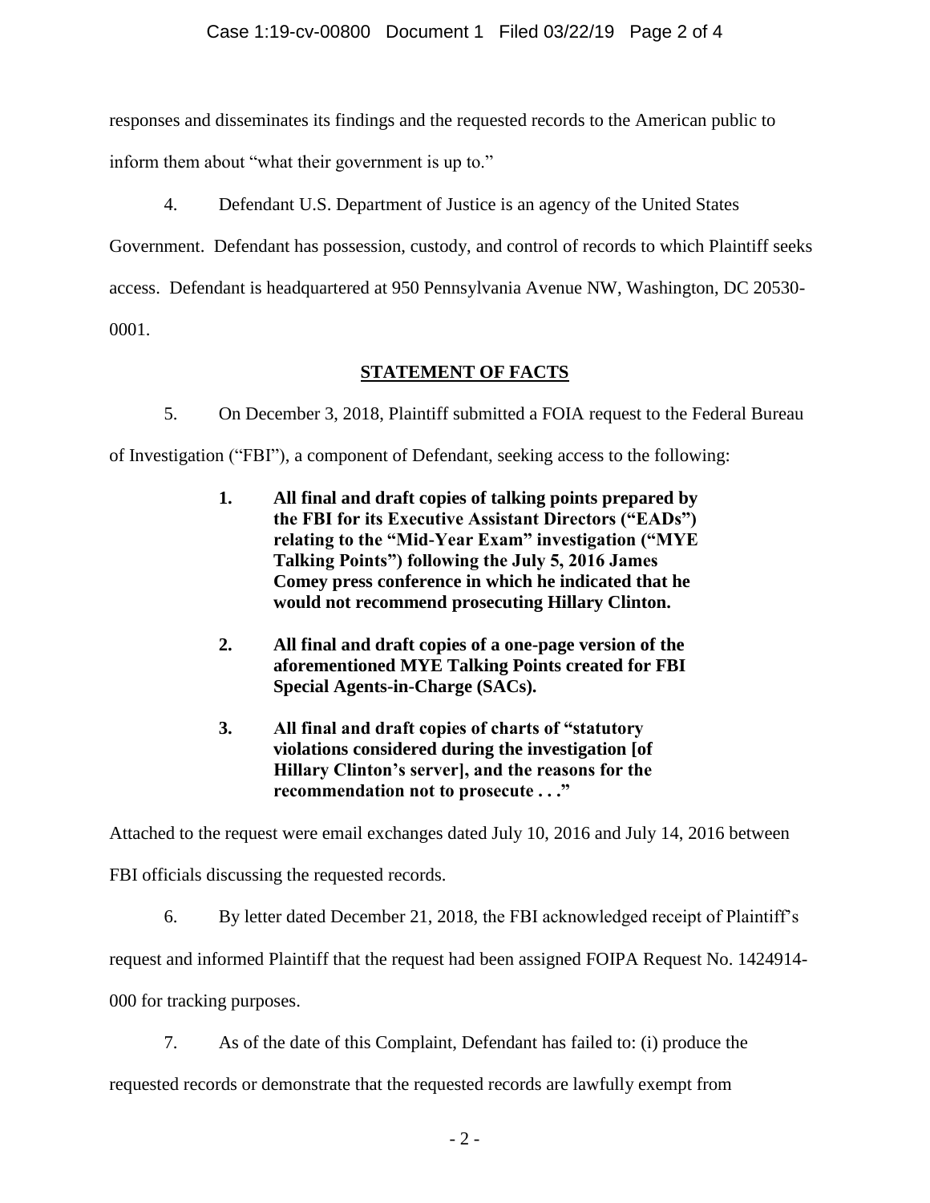responses and disseminates its findings and the requested records to the American public to inform them about "what their government is up to."

4. Defendant U.S. Department of Justice is an agency of the United States Government. Defendant has possession, custody, and control of records to which Plaintiff seeks access. Defendant is headquartered at 950 Pennsylvania Avenue NW, Washington, DC 20530-0001.

## STATEMENT OF FACTS

5. On December 3, 2018, Plaintiff submitted a FOIA request to the Federal Bureau of Investigation ("FBI"), a component of Defendant, seeking access to the following:

> **1. All final and draft copies of talking points prepared by the FBI for its Executive Assistant Directors ("EADs") relating to the "Mid-Year Exam" investigation ("MYE Talking Points") following the July 5, 2016 James Comey press conference in which he indicated that he would not recommend prosecuting Hillary Clinton.**
>
> **2. All final and draft copies of a one-page version of the aforementioned MYE Talking Points created for FBI Special Agents-in-Charge (SACs).**
>
> **3. All final and draft copies of charts of "statutory violations considered during the investigation [of Hillary Clinton's server], and the reasons for the recommendation not to prosecute . . ."**

Attached to the request were email exchanges dated July 10, 2016 and July 14, 2016 between FBI officials discussing the requested records.

6. By letter dated December 21, 2018, the FBI acknowledged receipt of Plaintiff's request and informed Plaintiff that the request had been assigned FOIPA Request No. 1424914-000 for tracking purposes.

7. As of the date of this Complaint, Defendant has failed to: (i) produce the requested records or demonstrate that the requested records are lawfully exempt from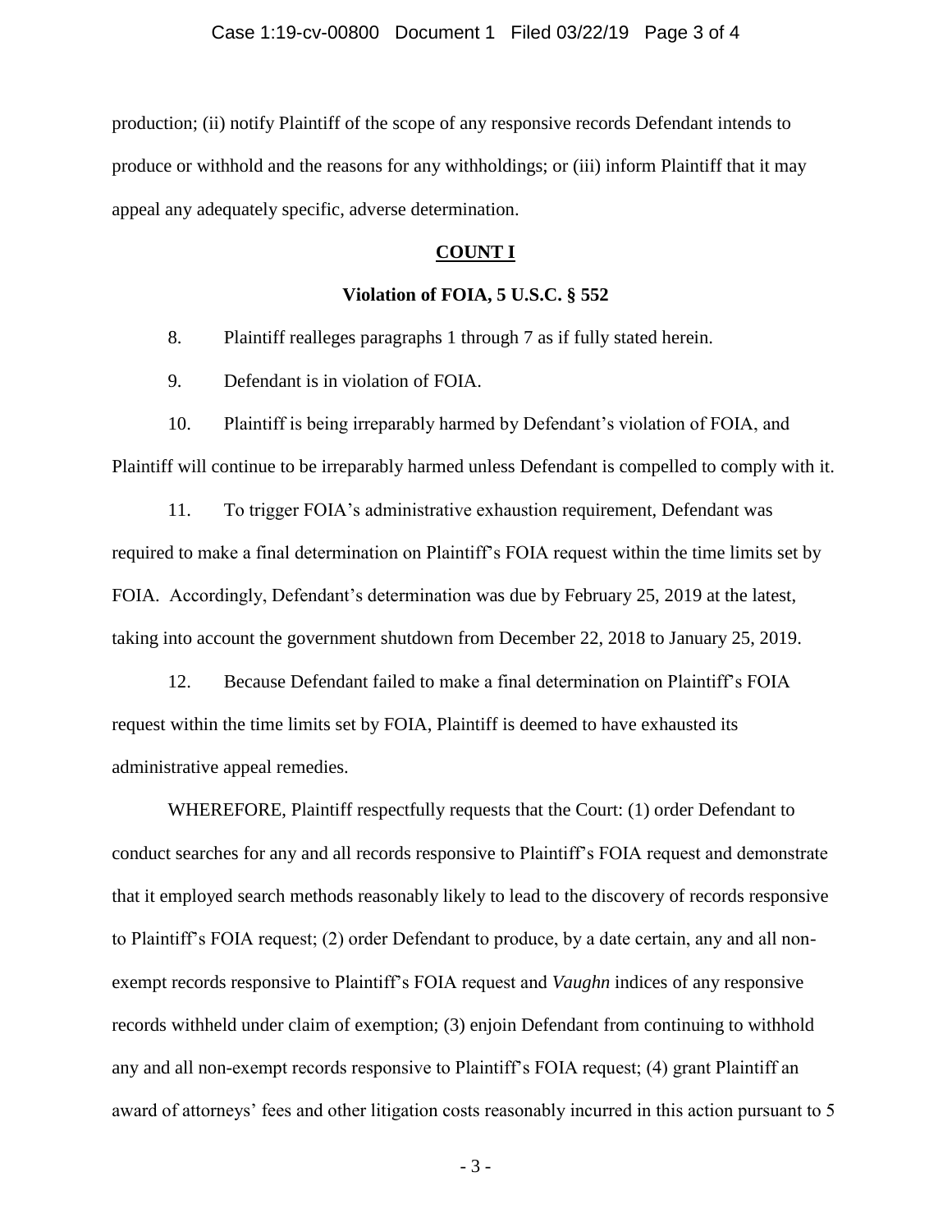production; (ii) notify Plaintiff of the scope of any responsive records Defendant intends to produce or withhold and the reasons for any withholdings; or (iii) inform Plaintiff that it may appeal any adequately specific, adverse determination.

## COUNT I

### Violation of FOIA, 5 U.S.C. § 552

8. Plaintiff realleges paragraphs 1 through 7 as if fully stated herein.

9. Defendant is in violation of FOIA.

10. Plaintiff is being irreparably harmed by Defendant's violation of FOIA, and Plaintiff will continue to be irreparably harmed unless Defendant is compelled to comply with it.

11. To trigger FOIA's administrative exhaustion requirement, Defendant was required to make a final determination on Plaintiff's FOIA request within the time limits set by FOIA. Accordingly, Defendant's determination was due by February 25, 2019 at the latest, taking into account the government shutdown from December 22, 2018 to January 25, 2019.

12. Because Defendant failed to make a final determination on Plaintiff's FOIA request within the time limits set by FOIA, Plaintiff is deemed to have exhausted its administrative appeal remedies.

WHEREFORE, Plaintiff respectfully requests that the Court: (1) order Defendant to conduct searches for any and all records responsive to Plaintiff's FOIA request and demonstrate that it employed search methods reasonably likely to lead to the discovery of records responsive to Plaintiff's FOIA request; (2) order Defendant to produce, by a date certain, any and all non-exempt records responsive to Plaintiff's FOIA request and *Vaughn* indices of any responsive records withheld under claim of exemption; (3) enjoin Defendant from continuing to withhold any and all non-exempt records responsive to Plaintiff's FOIA request; (4) grant Plaintiff an award of attorneys' fees and other litigation costs reasonably incurred in this action pursuant to 5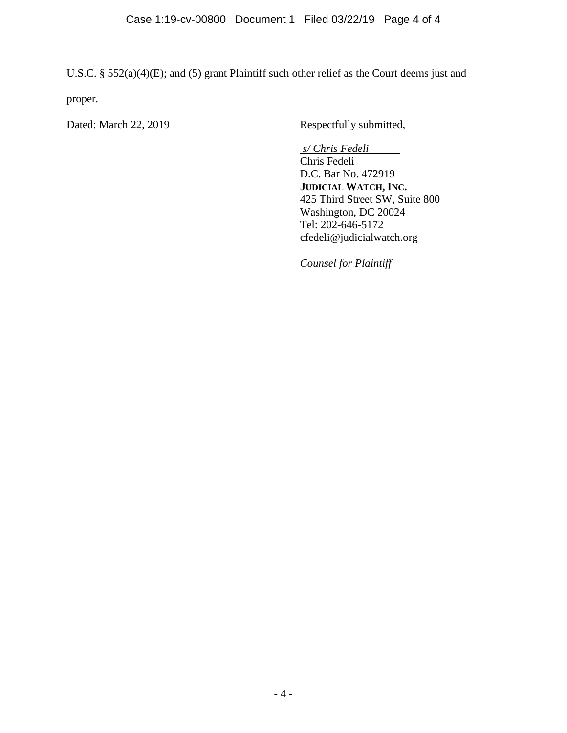U.S.C. § 552(a)(4)(E); and (5) grant Plaintiff such other relief as the Court deems just and proper.

Dated: March 22, 2019

Respectfully submitted,

*s/ Chris Fedeli*
Chris Fedeli
D.C. Bar No. 472919
**JUDICIAL WATCH, INC.**
425 Third Street SW, Suite 800
Washington, DC 20024
Tel: 202-646-5172
cfedeli@judicialwatch.org

*Counsel for Plaintiff*